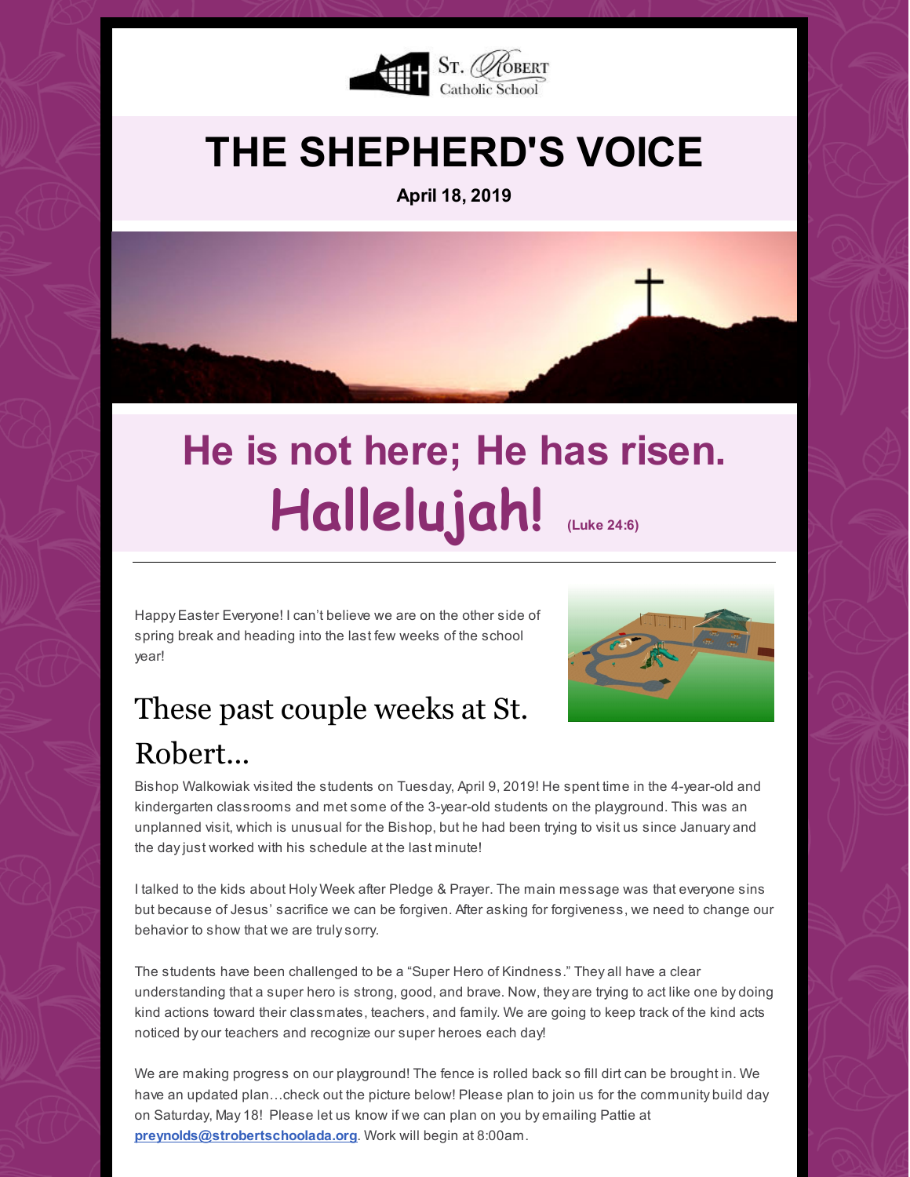St. Robert Catholic School

# THE SHEPHERD'S VOICE

**April 18, 2019**

## He is not here; He has risen. Hallelujah! (Luke 24:6)

---

Happy Easter Everyone! I can't believe we are on the other side of spring break and heading into the last few weeks of the school year!

## These past couple weeks at St. Robert...

Bishop Walkowiak visited the students on Tuesday, April 9, 2019! He spent time in the 4-year-old and kindergarten classrooms and met some of the 3-year-old students on the playground. This was an unplanned visit, which is unusual for the Bishop, but he had been trying to visit us since January and the day just worked with his schedule at the last minute!

I talked to the kids about Holy Week after Pledge & Prayer. The main message was that everyone sins but because of Jesus' sacrifice we can be forgiven. After asking for forgiveness, we need to change our behavior to show that we are truly sorry.

The students have been challenged to be a "Super Hero of Kindness." They all have a clear understanding that a super hero is strong, good, and brave. Now, they are trying to act like one by doing kind actions toward their classmates, teachers, and family. We are going to keep track of the kind acts noticed by our teachers and recognize our super heroes each day!

We are making progress on our playground! The fence is rolled back so fill dirt can be brought in. We have an updated plan...check out the picture below! Please plan to join us for the community build day on Saturday, May 18! Please let us know if we can plan on you by emailing Pattie at **preynolds@strobertschoolada.org**. Work will begin at 8:00am.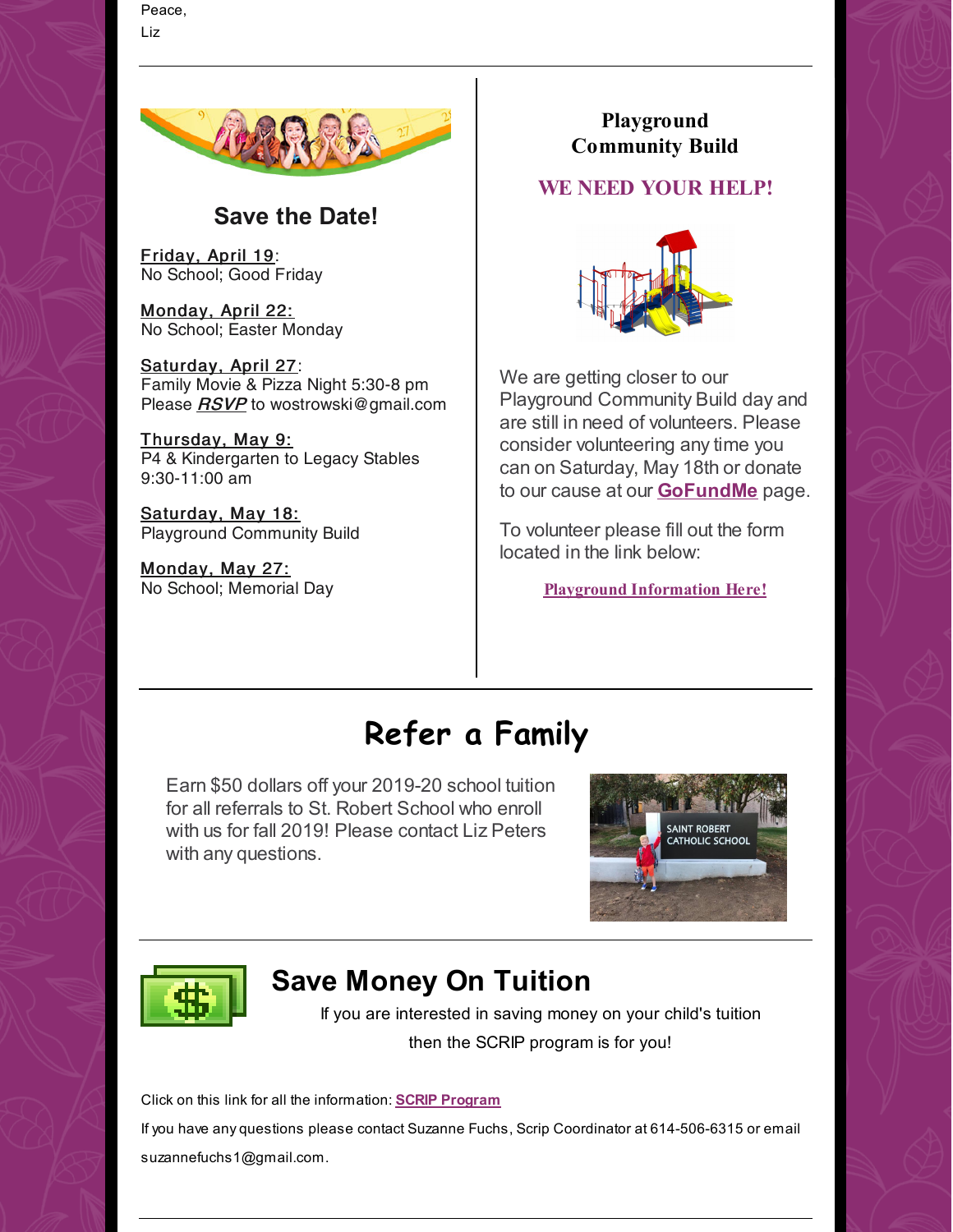Peace,
Liz

## Save the Date!

**Friday, April 19**:
No School; Good Friday

**Monday, April 22:**
No School; Easter Monday

**Saturday, April 27**:
Family Movie & Pizza Night 5:30-8 pm
Please ***RSVP*** to wostrowski@gmail.com

**Thursday, May 9:**
P4 & Kindergarten to Legacy Stables
9:30-11:00 am

**Saturday, May 18:**
Playground Community Build

**Monday, May 27:**
No School; Memorial Day

## Playground Community Build

**WE NEED YOUR HELP!**

We are getting closer to our Playground Community Build day and are still in need of volunteers. Please consider volunteering any time you can on Saturday, May 18th or donate to our cause at our **GoFundMe** page.

To volunteer please fill out the form located in the link below:

**Playground Information Here!**

# Refer a Family

Earn $50 dollars off your 2019-20 school tuition for all referrals to St. Robert School who enroll with us for fall 2019! Please contact Liz Peters with any questions.

## Save Money On Tuition

If you are interested in saving money on your child's tuition then the SCRIP program is for you!

Click on this link for all the information: **SCRIP Program**

If you have any questions please contact Suzanne Fuchs, Scrip Coordinator at 614-506-6315 or email suzannefuchs1@gmail.com.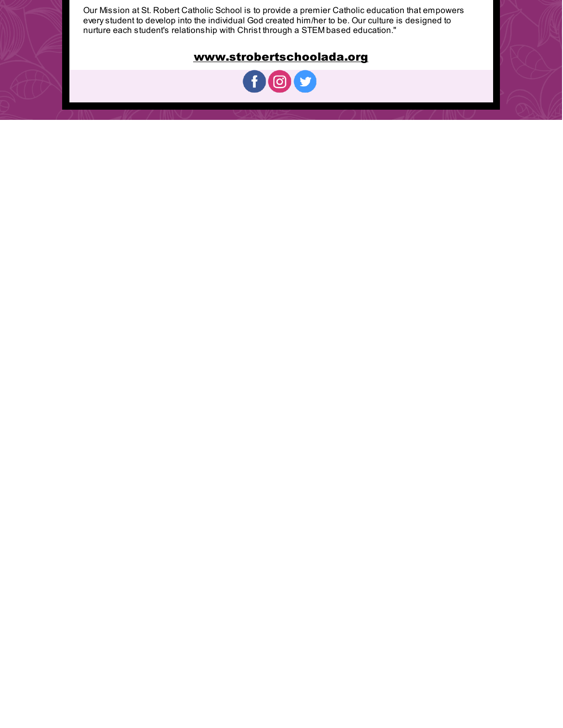Our Mission at St. Robert Catholic School is to provide a premier Catholic education that empowers every student to develop into the individual God created him/her to be. Our culture is designed to nurture each student's relationship with Christ through a STEM based education."

**www.strobertschoolada.org**